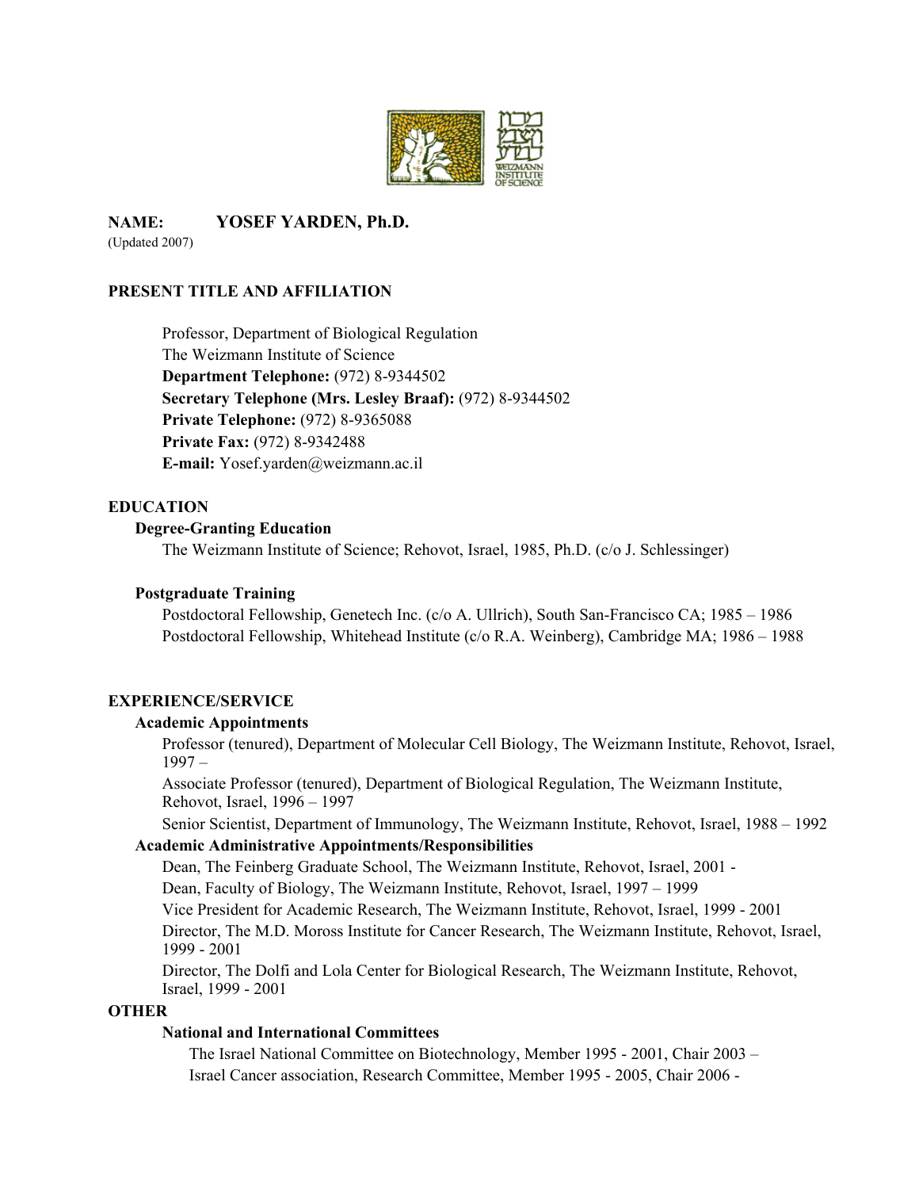**NAME: YOSEF YARDEN, Ph.D.**
(Updated 2007)

## PRESENT TITLE AND AFFILIATION

Professor, Department of Biological Regulation
The Weizmann Institute of Science
**Department Telephone:** (972) 8-9344502
**Secretary Telephone (Mrs. Lesley Braaf):** (972) 8-9344502
**Private Telephone:** (972) 8-9365088
**Private Fax:** (972) 8-9342488
**E-mail:** Yosef.yarden@weizmann.ac.il

## EDUCATION

### Degree-Granting Education

The Weizmann Institute of Science; Rehovot, Israel, 1985, Ph.D. (c/o J. Schlessinger)

### Postgraduate Training

Postdoctoral Fellowship, Genetech Inc. (c/o A. Ullrich), South San-Francisco CA; 1985 – 1986
Postdoctoral Fellowship, Whitehead Institute (c/o R.A. Weinberg), Cambridge MA; 1986 – 1988

## EXPERIENCE/SERVICE

### Academic Appointments

Professor (tenured), Department of Molecular Cell Biology, The Weizmann Institute, Rehovot, Israel, 1997 –

Associate Professor (tenured), Department of Biological Regulation, The Weizmann Institute, Rehovot, Israel, 1996 – 1997

Senior Scientist, Department of Immunology, The Weizmann Institute, Rehovot, Israel, 1988 – 1992

### Academic Administrative Appointments/Responsibilities

Dean, The Feinberg Graduate School, The Weizmann Institute, Rehovot, Israel, 2001 -

Dean, Faculty of Biology, The Weizmann Institute, Rehovot, Israel, 1997 – 1999

Vice President for Academic Research, The Weizmann Institute, Rehovot, Israel, 1999 - 2001

Director, The M.D. Moross Institute for Cancer Research, The Weizmann Institute, Rehovot, Israel, 1999 - 2001

Director, The Dolfi and Lola Center for Biological Research, The Weizmann Institute, Rehovot, Israel, 1999 - 2001

## OTHER

### National and International Committees

The Israel National Committee on Biotechnology, Member 1995 - 2001, Chair 2003 –
Israel Cancer association, Research Committee, Member 1995 - 2005, Chair 2006 -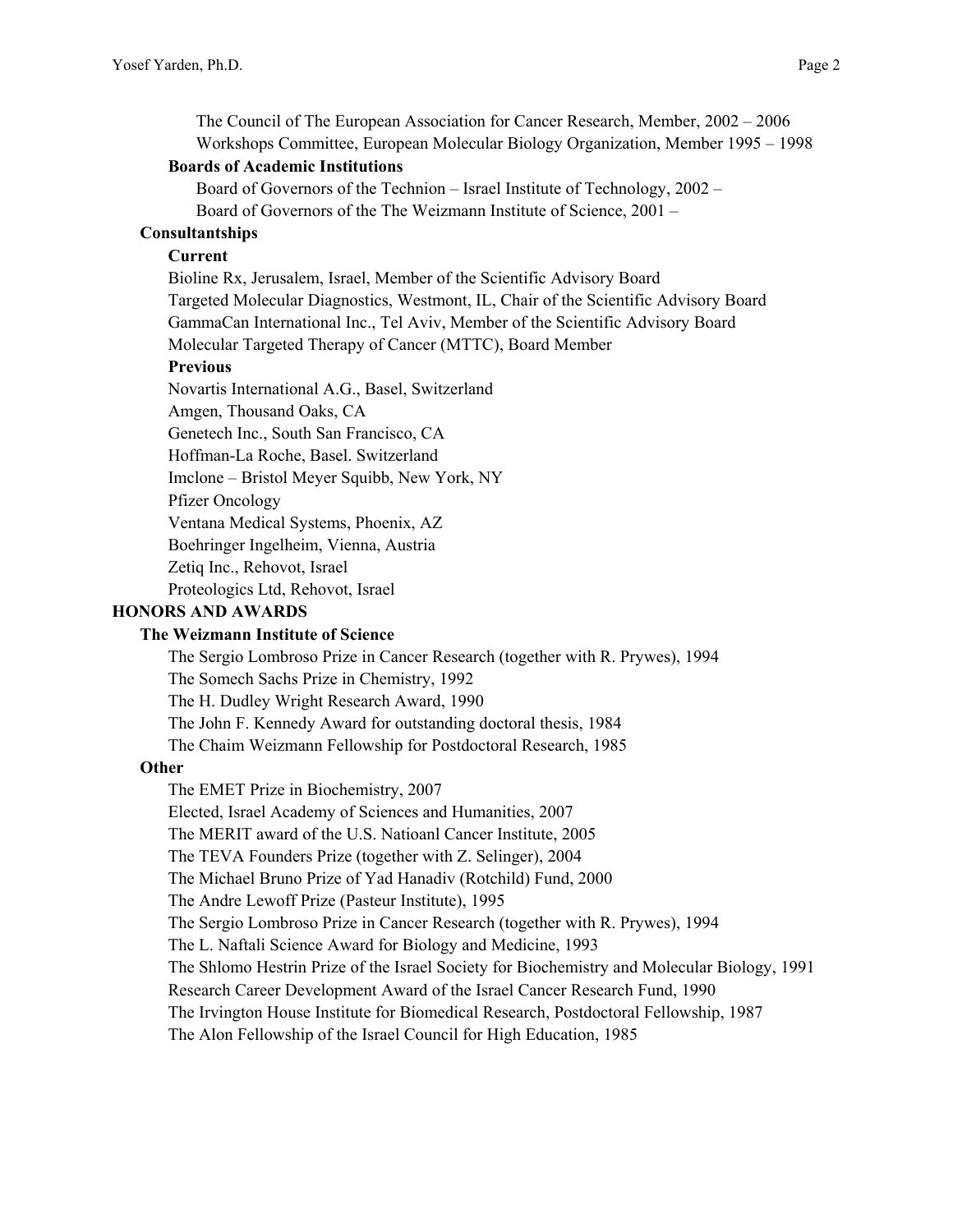The Council of The European Association for Cancer Research, Member, 2002 – 2006
Workshops Committee, European Molecular Biology Organization, Member 1995 – 1998

**Boards of Academic Institutions**

Board of Governors of the Technion – Israel Institute of Technology, 2002 –
Board of Governors of the The Weizmann Institute of Science, 2001 –

**Consultantships**

**Current**

Bioline Rx, Jerusalem, Israel, Member of the Scientific Advisory Board
Targeted Molecular Diagnostics, Westmont, IL, Chair of the Scientific Advisory Board
GammaCan International Inc., Tel Aviv, Member of the Scientific Advisory Board
Molecular Targeted Therapy of Cancer (MTTC), Board Member

**Previous**

Novartis International A.G., Basel, Switzerland
Amgen, Thousand Oaks, CA
Genetech Inc., South San Francisco, CA
Hoffman-La Roche, Basel. Switzerland
Imclone – Bristol Meyer Squibb, New York, NY
Pfizer Oncology
Ventana Medical Systems, Phoenix, AZ
Boehringer Ingelheim, Vienna, Austria
Zetiq Inc., Rehovot, Israel
Proteologics Ltd, Rehovot, Israel

## HONORS AND AWARDS

**The Weizmann Institute of Science**

The Sergio Lombroso Prize in Cancer Research (together with R. Prywes), 1994
The Somech Sachs Prize in Chemistry, 1992
The H. Dudley Wright Research Award, 1990
The John F. Kennedy Award for outstanding doctoral thesis, 1984
The Chaim Weizmann Fellowship for Postdoctoral Research, 1985

**Other**

The EMET Prize in Biochemistry, 2007
Elected, Israel Academy of Sciences and Humanities, 2007
The MERIT award of the U.S. Natioanl Cancer Institute, 2005
The TEVA Founders Prize (together with Z. Selinger), 2004
The Michael Bruno Prize of Yad Hanadiv (Rotchild) Fund, 2000
The Andre Lewoff Prize (Pasteur Institute), 1995
The Sergio Lombroso Prize in Cancer Research (together with R. Prywes), 1994
The L. Naftali Science Award for Biology and Medicine, 1993
The Shlomo Hestrin Prize of the Israel Society for Biochemistry and Molecular Biology, 1991
Research Career Development Award of the Israel Cancer Research Fund, 1990
The Irvington House Institute for Biomedical Research, Postdoctoral Fellowship, 1987
The Alon Fellowship of the Israel Council for High Education, 1985